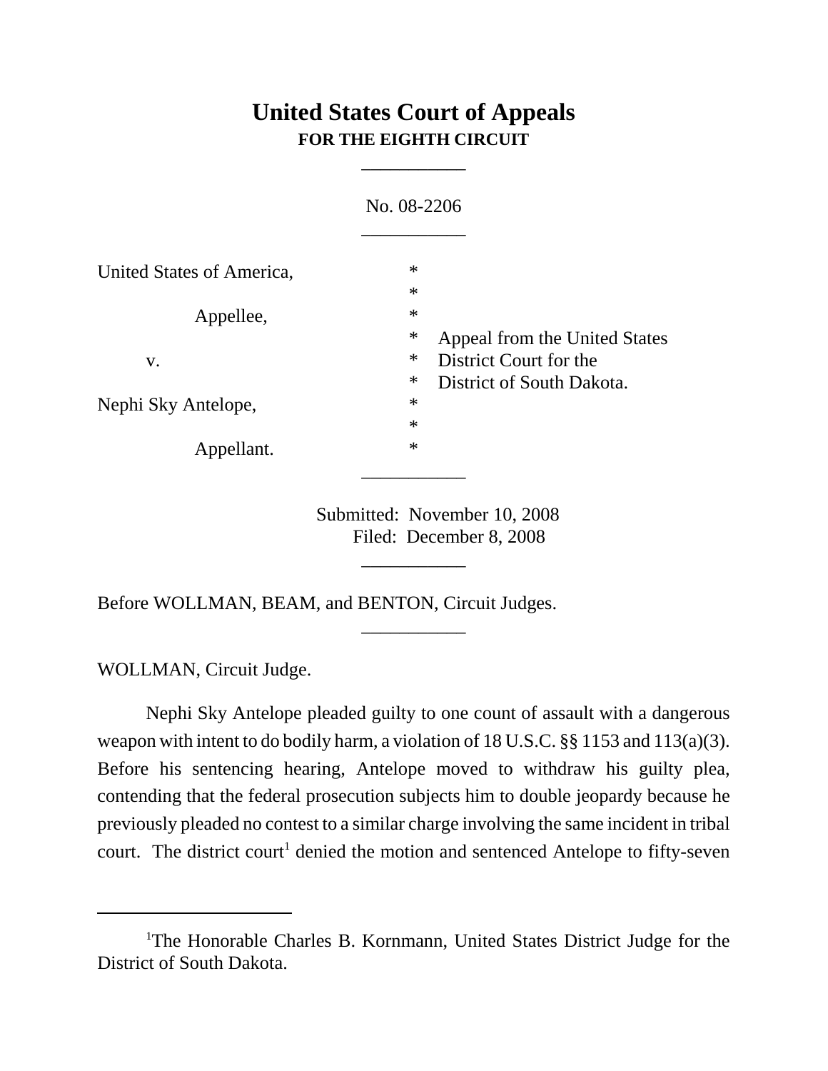# United States Court of Appeals
## FOR THE EIGHTH CIRCUIT

---

No. 08-2206

---

| | | |
|---|---|---|
| United States of America, | * | |
| | * | |
| Appellee, | * | |
| | * | Appeal from the United States |
| v. | * | District Court for the |
| | * | District of South Dakota. |
| Nephi Sky Antelope, | * | |
| | * | |
| Appellant. | * | |

---

Submitted: November 10, 2008
Filed: December 8, 2008

---

Before WOLLMAN, BEAM, and BENTON, Circuit Judges.

---

WOLLMAN, Circuit Judge.

Nephi Sky Antelope pleaded guilty to one count of assault with a dangerous weapon with intent to do bodily harm, a violation of 18 U.S.C. §§ 1153 and 113(a)(3). Before his sentencing hearing, Antelope moved to withdraw his guilty plea, contending that the federal prosecution subjects him to double jeopardy because he previously pleaded no contest to a similar charge involving the same incident in tribal court. The district court[1] denied the motion and sentenced Antelope to fifty-seven

---

[1]The Honorable Charles B. Kornmann, United States District Judge for the District of South Dakota.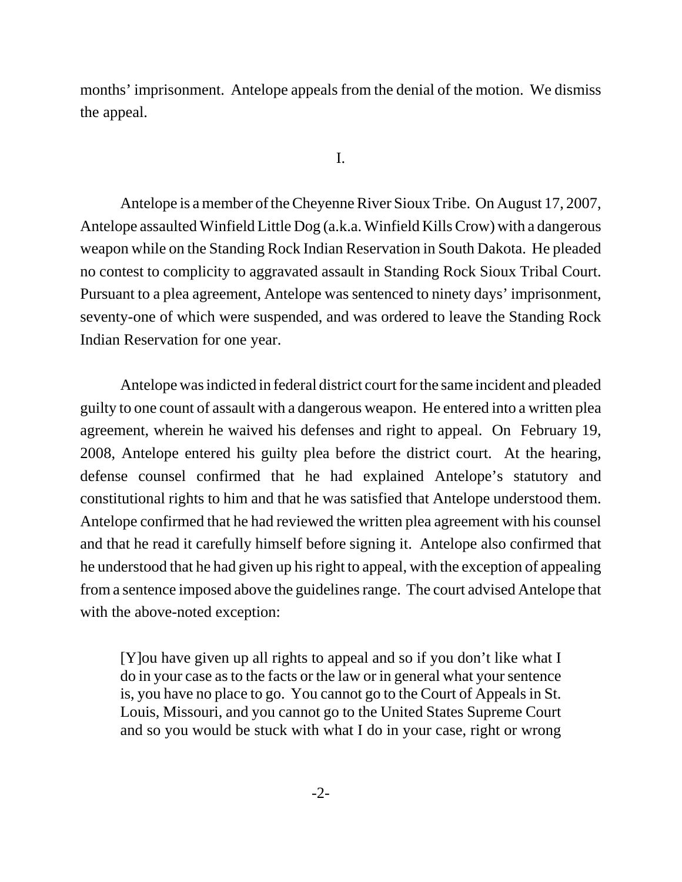months' imprisonment. Antelope appeals from the denial of the motion. We dismiss the appeal.

I.

Antelope is a member of the Cheyenne River Sioux Tribe. On August 17, 2007, Antelope assaulted Winfield Little Dog (a.k.a. Winfield Kills Crow) with a dangerous weapon while on the Standing Rock Indian Reservation in South Dakota. He pleaded no contest to complicity to aggravated assault in Standing Rock Sioux Tribal Court. Pursuant to a plea agreement, Antelope was sentenced to ninety days' imprisonment, seventy-one of which were suspended, and was ordered to leave the Standing Rock Indian Reservation for one year.

Antelope was indicted in federal district court for the same incident and pleaded guilty to one count of assault with a dangerous weapon. He entered into a written plea agreement, wherein he waived his defenses and right to appeal. On February 19, 2008, Antelope entered his guilty plea before the district court. At the hearing, defense counsel confirmed that he had explained Antelope's statutory and constitutional rights to him and that he was satisfied that Antelope understood them. Antelope confirmed that he had reviewed the written plea agreement with his counsel and that he read it carefully himself before signing it. Antelope also confirmed that he understood that he had given up his right to appeal, with the exception of appealing from a sentence imposed above the guidelines range. The court advised Antelope that with the above-noted exception:

> [Y]ou have given up all rights to appeal and so if you don't like what I do in your case as to the facts or the law or in general what your sentence is, you have no place to go. You cannot go to the Court of Appeals in St. Louis, Missouri, and you cannot go to the United States Supreme Court and so you would be stuck with what I do in your case, right or wrong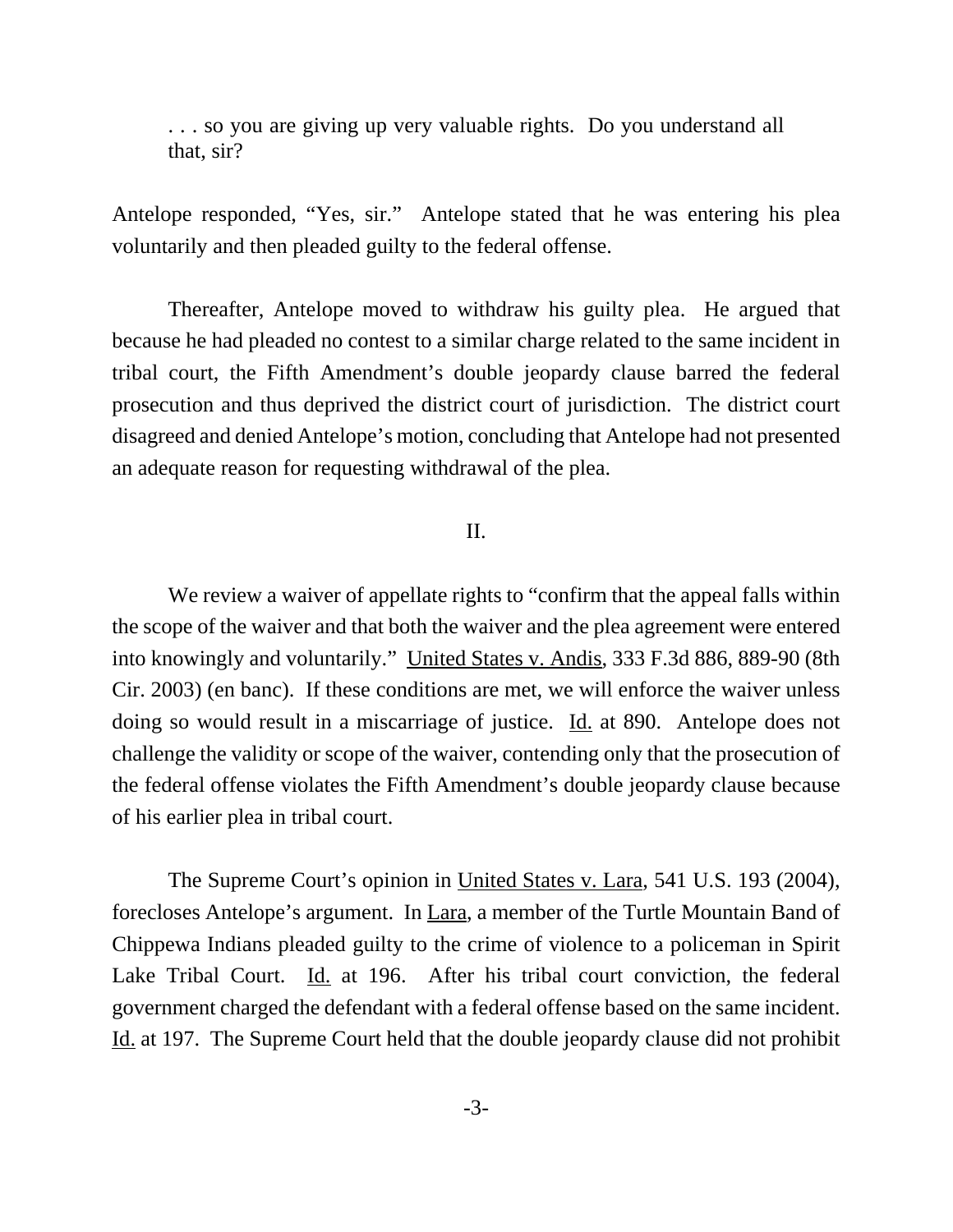> . . . so you are giving up very valuable rights. Do you understand all that, sir?

Antelope responded, "Yes, sir." Antelope stated that he was entering his plea voluntarily and then pleaded guilty to the federal offense.

Thereafter, Antelope moved to withdraw his guilty plea. He argued that because he had pleaded no contest to a similar charge related to the same incident in tribal court, the Fifth Amendment's double jeopardy clause barred the federal prosecution and thus deprived the district court of jurisdiction. The district court disagreed and denied Antelope's motion, concluding that Antelope had not presented an adequate reason for requesting withdrawal of the plea.

## II.

We review a waiver of appellate rights to "confirm that the appeal falls within the scope of the waiver and that both the waiver and the plea agreement were entered into knowingly and voluntarily." United States v. Andis, 333 F.3d 886, 889-90 (8th Cir. 2003) (en banc). If these conditions are met, we will enforce the waiver unless doing so would result in a miscarriage of justice. Id. at 890. Antelope does not challenge the validity or scope of the waiver, contending only that the prosecution of the federal offense violates the Fifth Amendment's double jeopardy clause because of his earlier plea in tribal court.

The Supreme Court's opinion in United States v. Lara, 541 U.S. 193 (2004), forecloses Antelope's argument. In Lara, a member of the Turtle Mountain Band of Chippewa Indians pleaded guilty to the crime of violence to a policeman in Spirit Lake Tribal Court. Id. at 196. After his tribal court conviction, the federal government charged the defendant with a federal offense based on the same incident. Id. at 197. The Supreme Court held that the double jeopardy clause did not prohibit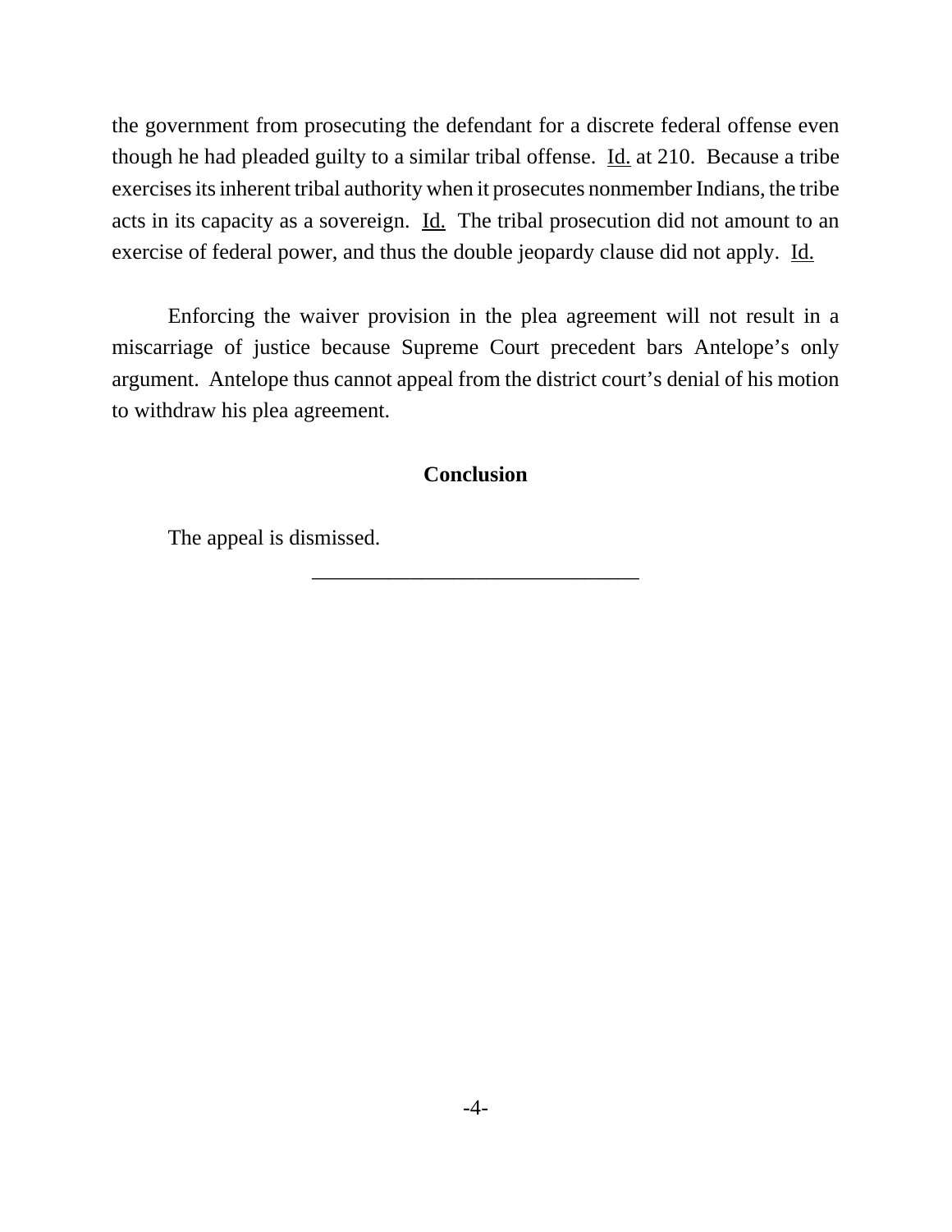the government from prosecuting the defendant for a discrete federal offense even though he had pleaded guilty to a similar tribal offense. Id. at 210. Because a tribe exercises its inherent tribal authority when it prosecutes nonmember Indians, the tribe acts in its capacity as a sovereign. Id. The tribal prosecution did not amount to an exercise of federal power, and thus the double jeopardy clause did not apply. Id.

Enforcing the waiver provision in the plea agreement will not result in a miscarriage of justice because Supreme Court precedent bars Antelope's only argument. Antelope thus cannot appeal from the district court's denial of his motion to withdraw his plea agreement.

## Conclusion

The appeal is dismissed.

______________________________